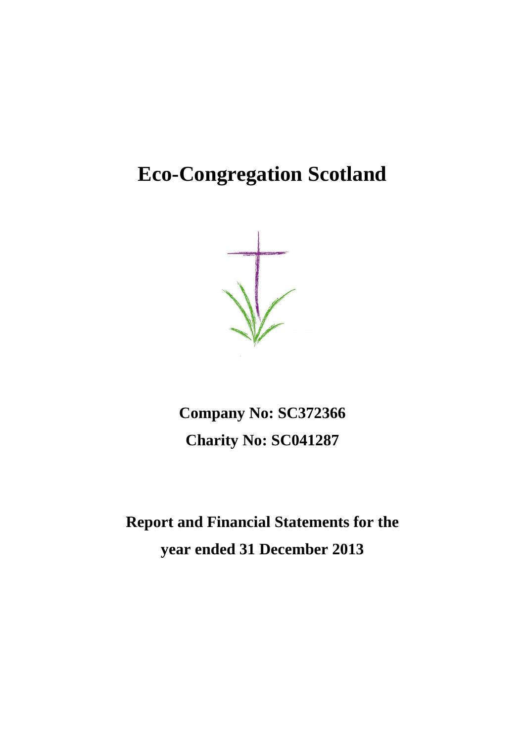# Eco-Congregation Scotland

**Company No: SC372366**

**Charity No: SC041287**

**Report and Financial Statements for the year ended 31 December 2013**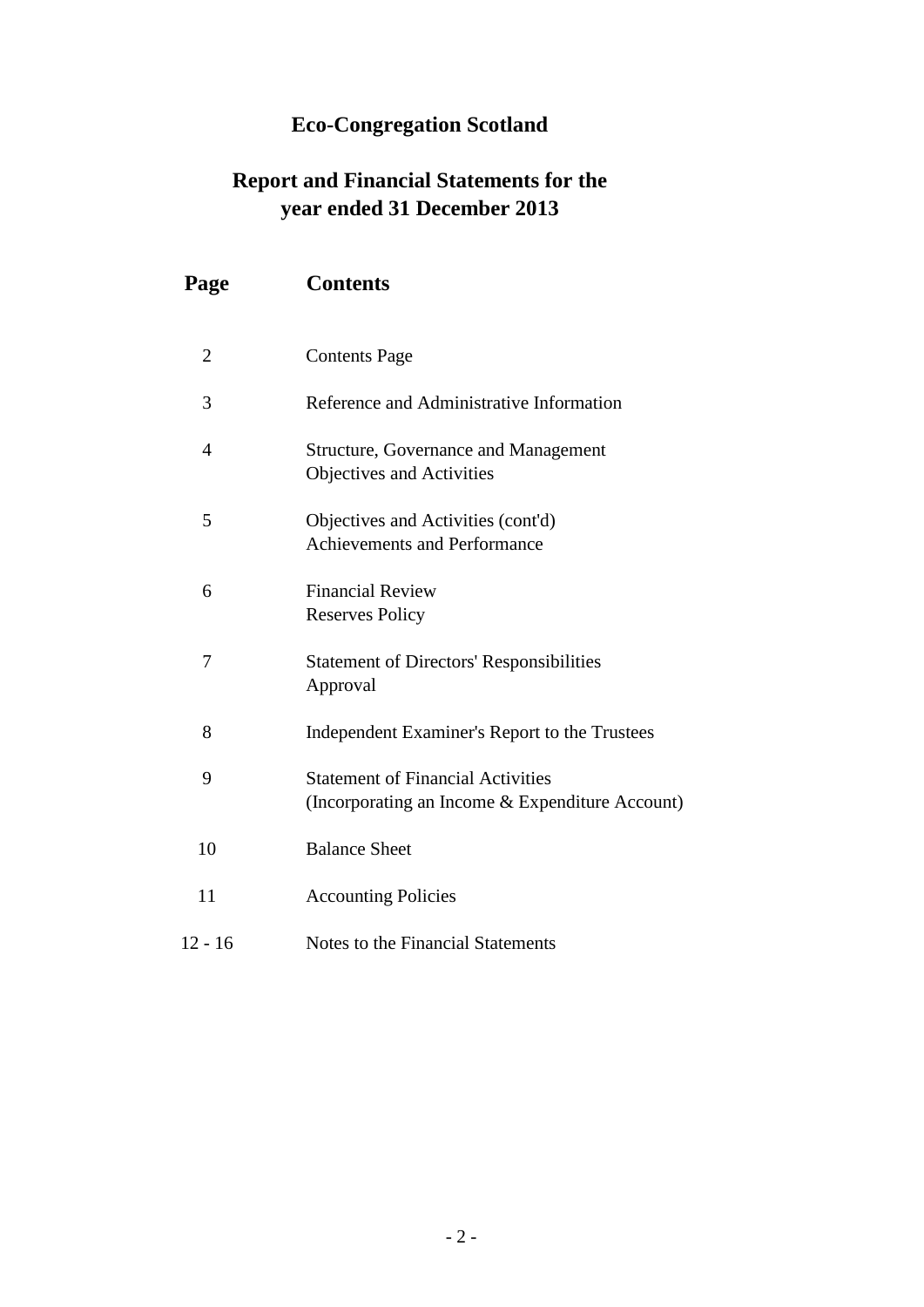# Eco-Congregation Scotland

## Report and Financial Statements for the year ended 31 December 2013

| Page | Contents |
|---|---|
| 2 | Contents Page |
| 3 | Reference and Administrative Information |
| 4 | Structure, Governance and Management<br>Objectives and Activities |
| 5 | Objectives and Activities (cont'd)<br>Achievements and Performance |
| 6 | Financial Review<br>Reserves Policy |
| 7 | Statement of Directors' Responsibilities<br>Approval |
| 8 | Independent Examiner's Report to the Trustees |
| 9 | Statement of Financial Activities<br>(Incorporating an Income & Expenditure Account) |
| 10 | Balance Sheet |
| 11 | Accounting Policies |
| 12 - 16 | Notes to the Financial Statements |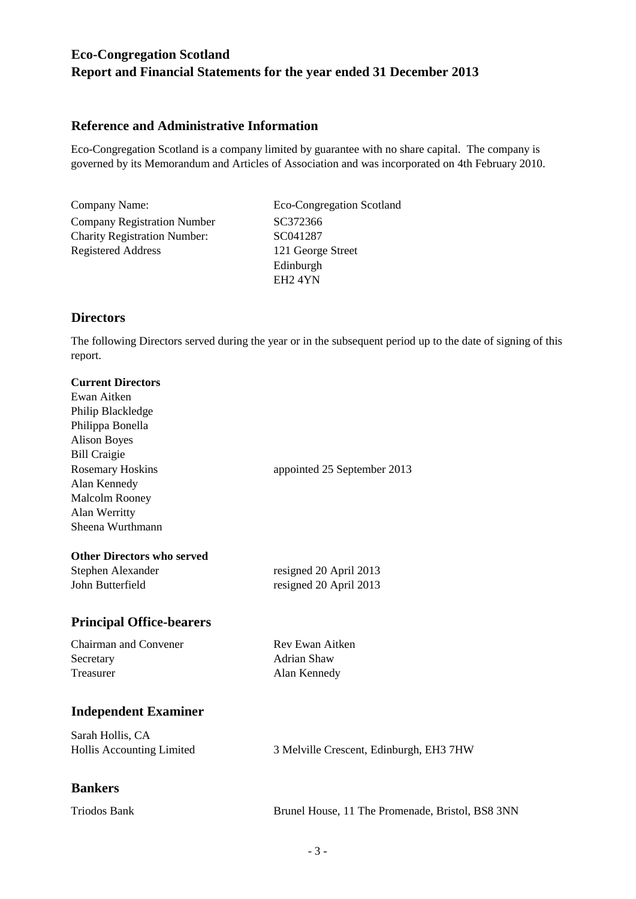# Eco-Congregation Scotland
# Report and Financial Statements for the year ended 31 December 2013

## Reference and Administrative Information

Eco-Congregation Scotland is a company limited by guarantee with no share capital. The company is governed by its Memorandum and Articles of Association and was incorporated on 4th February 2010.

| | |
|---|---|
| Company Name: | Eco-Congregation Scotland |
| Company Registration Number | SC372366 |
| Charity Registration Number: | SC041287 |
| Registered Address | 121 George Street<br>Edinburgh<br>EH2 4YN |

## Directors

The following Directors served during the year or in the subsequent period up to the date of signing of this report.

**Current Directors**

| | |
|---|---|
| Ewan Aitken | |
| Philip Blackledge | |
| Philippa Bonella | |
| Alison Boyes | |
| Bill Craigie | |
| Rosemary Hoskins | appointed 25 September 2013 |
| Alan Kennedy | |
| Malcolm Rooney | |
| Alan Werritty | |
| Sheena Wurthmann | |

**Other Directors who served**

| | |
|---|---|
| Stephen Alexander | resigned 20 April 2013 |
| John Butterfield | resigned 20 April 2013 |

## Principal Office-bearers

| | |
|---|---|
| Chairman and Convener | Rev Ewan Aitken |
| Secretary | Adrian Shaw |
| Treasurer | Alan Kennedy |

## Independent Examiner

Sarah Hollis, CA
Hollis Accounting Limited — 3 Melville Crescent, Edinburgh, EH3 7HW

## Bankers

Triodos Bank — Brunel House, 11 The Promenade, Bristol, BS8 3NN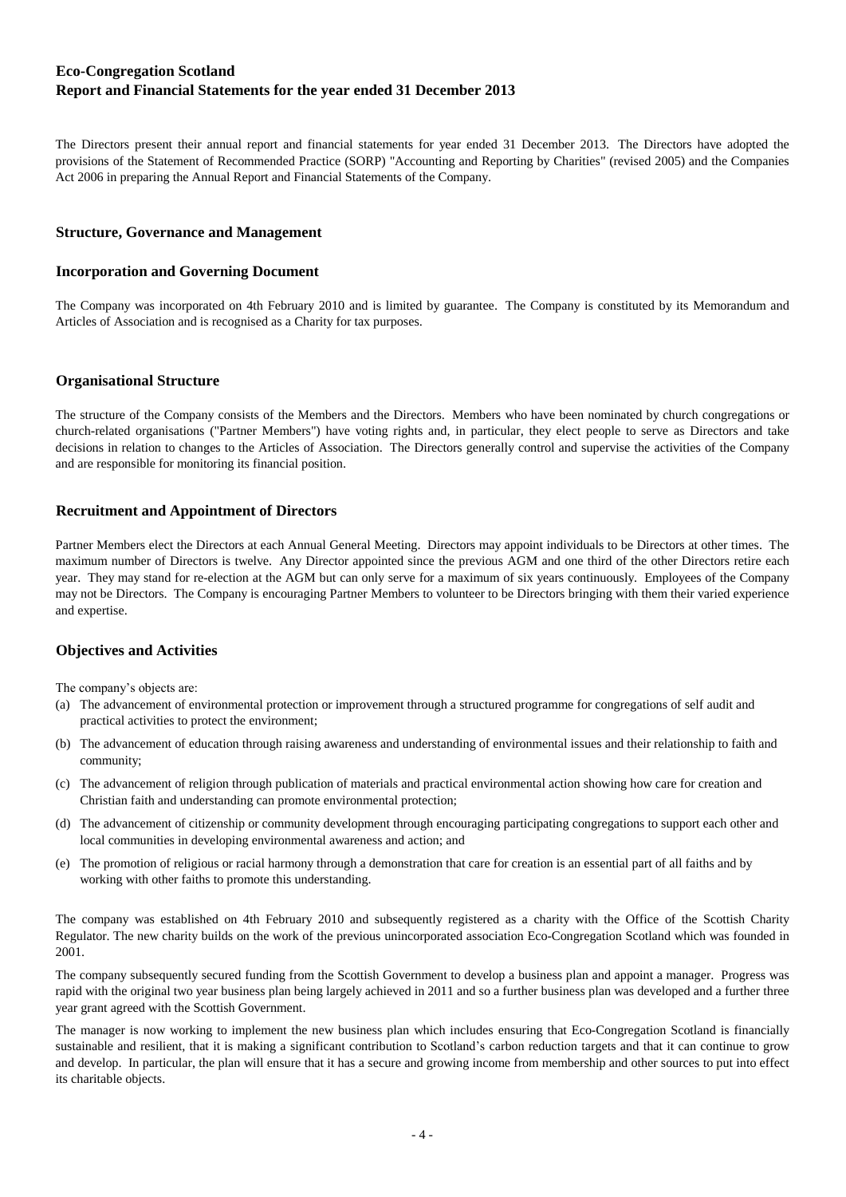# Eco-Congregation Scotland
## Report and Financial Statements for the year ended 31 December 2013

The Directors present their annual report and financial statements for year ended 31 December 2013. The Directors have adopted the provisions of the Statement of Recommended Practice (SORP) "Accounting and Reporting by Charities" (revised 2005) and the Companies Act 2006 in preparing the Annual Report and Financial Statements of the Company.

### Structure, Governance and Management

### Incorporation and Governing Document

The Company was incorporated on 4th February 2010 and is limited by guarantee. The Company is constituted by its Memorandum and Articles of Association and is recognised as a Charity for tax purposes.

### Organisational Structure

The structure of the Company consists of the Members and the Directors. Members who have been nominated by church congregations or church-related organisations ("Partner Members") have voting rights and, in particular, they elect people to serve as Directors and take decisions in relation to changes to the Articles of Association. The Directors generally control and supervise the activities of the Company and are responsible for monitoring its financial position.

### Recruitment and Appointment of Directors

Partner Members elect the Directors at each Annual General Meeting. Directors may appoint individuals to be Directors at other times. The maximum number of Directors is twelve. Any Director appointed since the previous AGM and one third of the other Directors retire each year. They may stand for re-election at the AGM but can only serve for a maximum of six years continuously. Employees of the Company may not be Directors. The Company is encouraging Partner Members to volunteer to be Directors bringing with them their varied experience and expertise.

### Objectives and Activities

The company's objects are:

(a) The advancement of environmental protection or improvement through a structured programme for congregations of self audit and practical activities to protect the environment;

(b) The advancement of education through raising awareness and understanding of environmental issues and their relationship to faith and community;

(c) The advancement of religion through publication of materials and practical environmental action showing how care for creation and Christian faith and understanding can promote environmental protection;

(d) The advancement of citizenship or community development through encouraging participating congregations to support each other and local communities in developing environmental awareness and action; and

(e) The promotion of religious or racial harmony through a demonstration that care for creation is an essential part of all faiths and by working with other faiths to promote this understanding.

The company was established on 4th February 2010 and subsequently registered as a charity with the Office of the Scottish Charity Regulator. The new charity builds on the work of the previous unincorporated association Eco-Congregation Scotland which was founded in 2001.

The company subsequently secured funding from the Scottish Government to develop a business plan and appoint a manager. Progress was rapid with the original two year business plan being largely achieved in 2011 and so a further business plan was developed and a further three year grant agreed with the Scottish Government.

The manager is now working to implement the new business plan which includes ensuring that Eco-Congregation Scotland is financially sustainable and resilient, that it is making a significant contribution to Scotland's carbon reduction targets and that it can continue to grow and develop. In particular, the plan will ensure that it has a secure and growing income from membership and other sources to put into effect its charitable objects.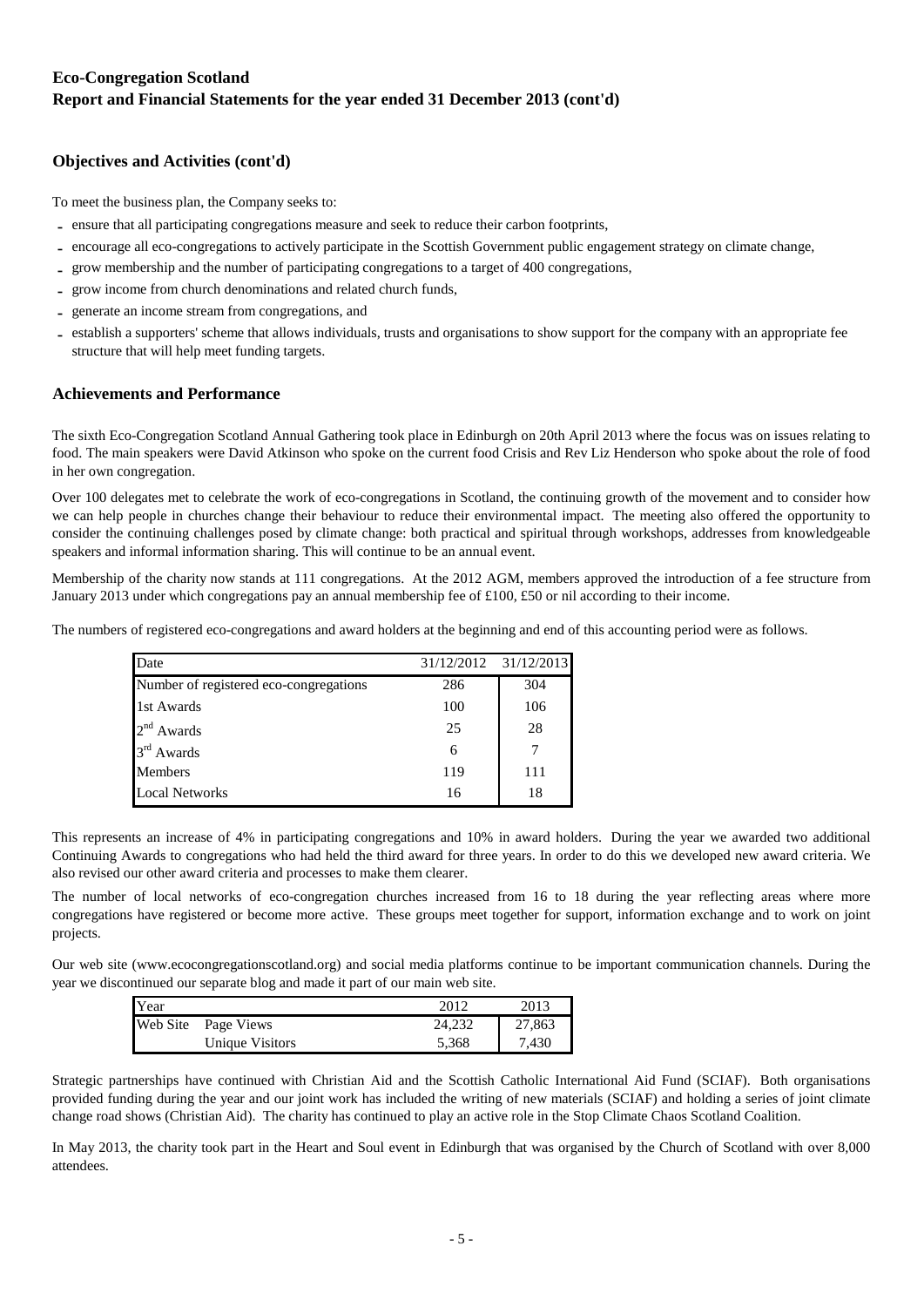## Eco-Congregation Scotland
## Report and Financial Statements for the year ended 31 December 2013 (cont'd)

### Objectives and Activities (cont'd)

To meet the business plan, the Company seeks to:

- ensure that all participating congregations measure and seek to reduce their carbon footprints,
- encourage all eco-congregations to actively participate in the Scottish Government public engagement strategy on climate change,
- grow membership and the number of participating congregations to a target of 400 congregations,
- grow income from church denominations and related church funds,
- generate an income stream from congregations, and
- establish a supporters' scheme that allows individuals, trusts and organisations to show support for the company with an appropriate fee structure that will help meet funding targets.

### Achievements and Performance

The sixth Eco-Congregation Scotland Annual Gathering took place in Edinburgh on 20th April 2013 where the focus was on issues relating to food. The main speakers were David Atkinson who spoke on the current food Crisis and Rev Liz Henderson who spoke about the role of food in her own congregation.

Over 100 delegates met to celebrate the work of eco-congregations in Scotland, the continuing growth of the movement and to consider how we can help people in churches change their behaviour to reduce their environmental impact. The meeting also offered the opportunity to consider the continuing challenges posed by climate change: both practical and spiritual through workshops, addresses from knowledgeable speakers and informal information sharing. This will continue to be an annual event.

Membership of the charity now stands at 111 congregations. At the 2012 AGM, members approved the introduction of a fee structure from January 2013 under which congregations pay an annual membership fee of £100, £50 or nil according to their income.

The numbers of registered eco-congregations and award holders at the beginning and end of this accounting period were as follows.

| Date | 31/12/2012 | 31/12/2013 |
|---|---|---|
| Number of registered eco-congregations | 286 | 304 |
| 1st Awards | 100 | 106 |
| 2nd Awards | 25 | 28 |
| 3rd Awards | 6 | 7 |
| Members | 119 | 111 |
| Local Networks | 16 | 18 |

This represents an increase of 4% in participating congregations and 10% in award holders. During the year we awarded two additional Continuing Awards to congregations who had held the third award for three years. In order to do this we developed new award criteria. We also revised our other award criteria and processes to make them clearer.

The number of local networks of eco-congregation churches increased from 16 to 18 during the year reflecting areas where more congregations have registered or become more active. These groups meet together for support, information exchange and to work on joint projects.

Our web site (www.ecocongregationscotland.org) and social media platforms continue to be important communication channels. During the year we discontinued our separate blog and made it part of our main web site.

| Year | | 2012 | 2013 |
|---|---|---|---|
| Web Site | Page Views | 24,232 | 27,863 |
| | Unique Visitors | 5,368 | 7,430 |

Strategic partnerships have continued with Christian Aid and the Scottish Catholic International Aid Fund (SCIAF). Both organisations provided funding during the year and our joint work has included the writing of new materials (SCIAF) and holding a series of joint climate change road shows (Christian Aid). The charity has continued to play an active role in the Stop Climate Chaos Scotland Coalition.

In May 2013, the charity took part in the Heart and Soul event in Edinburgh that was organised by the Church of Scotland with over 8,000 attendees.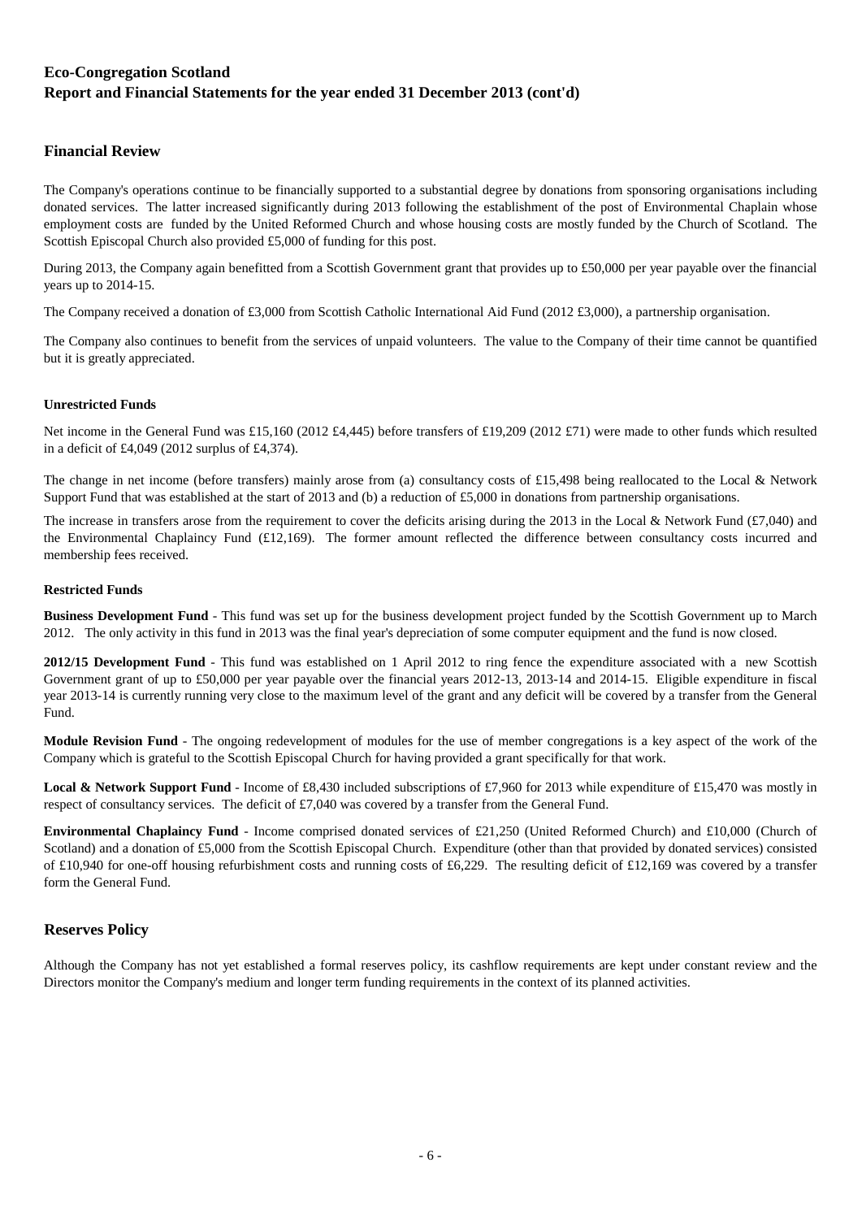# Eco-Congregation Scotland
## Report and Financial Statements for the year ended 31 December 2013 (cont'd)

## Financial Review

The Company's operations continue to be financially supported to a substantial degree by donations from sponsoring organisations including donated services. The latter increased significantly during 2013 following the establishment of the post of Environmental Chaplain whose employment costs are funded by the United Reformed Church and whose housing costs are mostly funded by the Church of Scotland. The Scottish Episcopal Church also provided £5,000 of funding for this post.

During 2013, the Company again benefitted from a Scottish Government grant that provides up to £50,000 per year payable over the financial years up to 2014-15.

The Company received a donation of £3,000 from Scottish Catholic International Aid Fund (2012 £3,000), a partnership organisation.

The Company also continues to benefit from the services of unpaid volunteers. The value to the Company of their time cannot be quantified but it is greatly appreciated.

#### Unrestricted Funds

Net income in the General Fund was £15,160 (2012 £4,445) before transfers of £19,209 (2012 £71) were made to other funds which resulted in a deficit of £4,049 (2012 surplus of £4,374).

The change in net income (before transfers) mainly arose from (a) consultancy costs of £15,498 being reallocated to the Local & Network Support Fund that was established at the start of 2013 and (b) a reduction of £5,000 in donations from partnership organisations.

The increase in transfers arose from the requirement to cover the deficits arising during the 2013 in the Local & Network Fund (£7,040) and the Environmental Chaplaincy Fund (£12,169). The former amount reflected the difference between consultancy costs incurred and membership fees received.

#### Restricted Funds

**Business Development Fund** - This fund was set up for the business development project funded by the Scottish Government up to March 2012. The only activity in this fund in 2013 was the final year's depreciation of some computer equipment and the fund is now closed.

**2012/15 Development Fund** - This fund was established on 1 April 2012 to ring fence the expenditure associated with a new Scottish Government grant of up to £50,000 per year payable over the financial years 2012-13, 2013-14 and 2014-15. Eligible expenditure in fiscal year 2013-14 is currently running very close to the maximum level of the grant and any deficit will be covered by a transfer from the General Fund.

**Module Revision Fund** - The ongoing redevelopment of modules for the use of member congregations is a key aspect of the work of the Company which is grateful to the Scottish Episcopal Church for having provided a grant specifically for that work.

**Local & Network Support Fund** - Income of £8,430 included subscriptions of £7,960 for 2013 while expenditure of £15,470 was mostly in respect of consultancy services. The deficit of £7,040 was covered by a transfer from the General Fund.

**Environmental Chaplaincy Fund** - Income comprised donated services of £21,250 (United Reformed Church) and £10,000 (Church of Scotland) and a donation of £5,000 from the Scottish Episcopal Church. Expenditure (other than that provided by donated services) consisted of £10,940 for one-off housing refurbishment costs and running costs of £6,229. The resulting deficit of £12,169 was covered by a transfer form the General Fund.

## Reserves Policy

Although the Company has not yet established a formal reserves policy, its cashflow requirements are kept under constant review and the Directors monitor the Company's medium and longer term funding requirements in the context of its planned activities.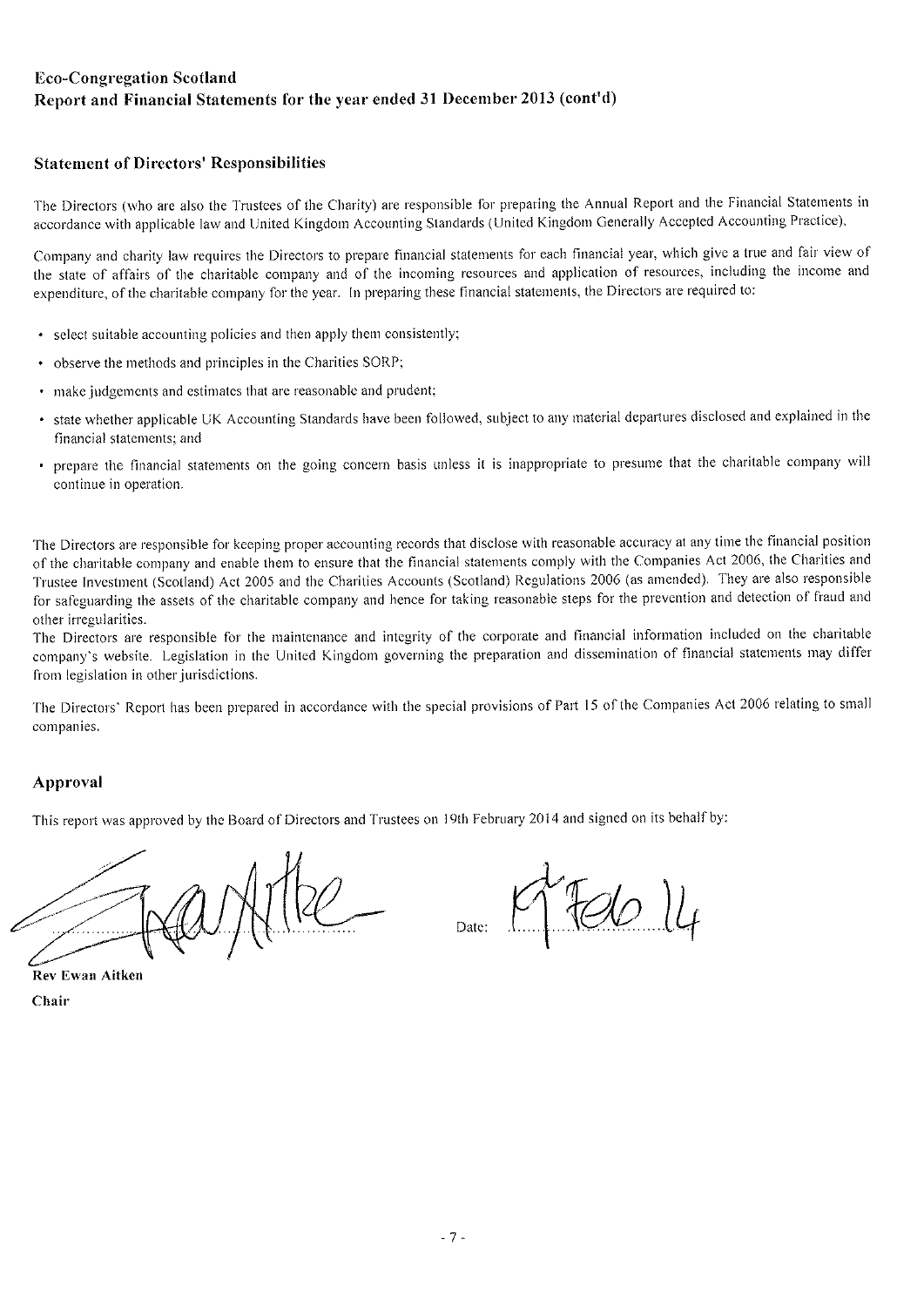**Eco-Congregation Scotland**
**Report and Financial Statements for the year ended 31 December 2013 (cont'd)**

### Statement of Directors' Responsibilities

The Directors (who are also the Trustees of the Charity) are responsible for preparing the Annual Report and the Financial Statements in accordance with applicable law and United Kingdom Accounting Standards (United Kingdom Generally Accepted Accounting Practice).

Company and charity law requires the Directors to prepare financial statements for each financial year, which give a true and fair view of the state of affairs of the charitable company and of the incoming resources and application of resources, including the income and expenditure, of the charitable company for the year. In preparing these financial statements, the Directors are required to:

- select suitable accounting policies and then apply them consistently;
- observe the methods and principles in the Charities SORP;
- make judgements and estimates that are reasonable and prudent;
- state whether applicable UK Accounting Standards have been followed, subject to any material departures disclosed and explained in the financial statements; and
- prepare the financial statements on the going concern basis unless it is inappropriate to presume that the charitable company will continue in operation.

The Directors are responsible for keeping proper accounting records that disclose with reasonable accuracy at any time the financial position of the charitable company and enable them to ensure that the financial statements comply with the Companies Act 2006, the Charities and Trustee Investment (Scotland) Act 2005 and the Charities Accounts (Scotland) Regulations 2006 (as amended). They are also responsible for safeguarding the assets of the charitable company and hence for taking reasonable steps for the prevention and detection of fraud and other irregularities.

The Directors are responsible for the maintenance and integrity of the corporate and financial information included on the charitable company's website. Legislation in the United Kingdom governing the preparation and dissemination of financial statements may differ from legislation in other jurisdictions.

The Directors' Report has been prepared in accordance with the special provisions of Part 15 of the Companies Act 2006 relating to small companies.

### Approval

This report was approved by the Board of Directors and Trustees on 19th February 2014 and signed on its behalf by:

**Rev Ewan Aitken**
**Chair**

Date: 19 Feb 14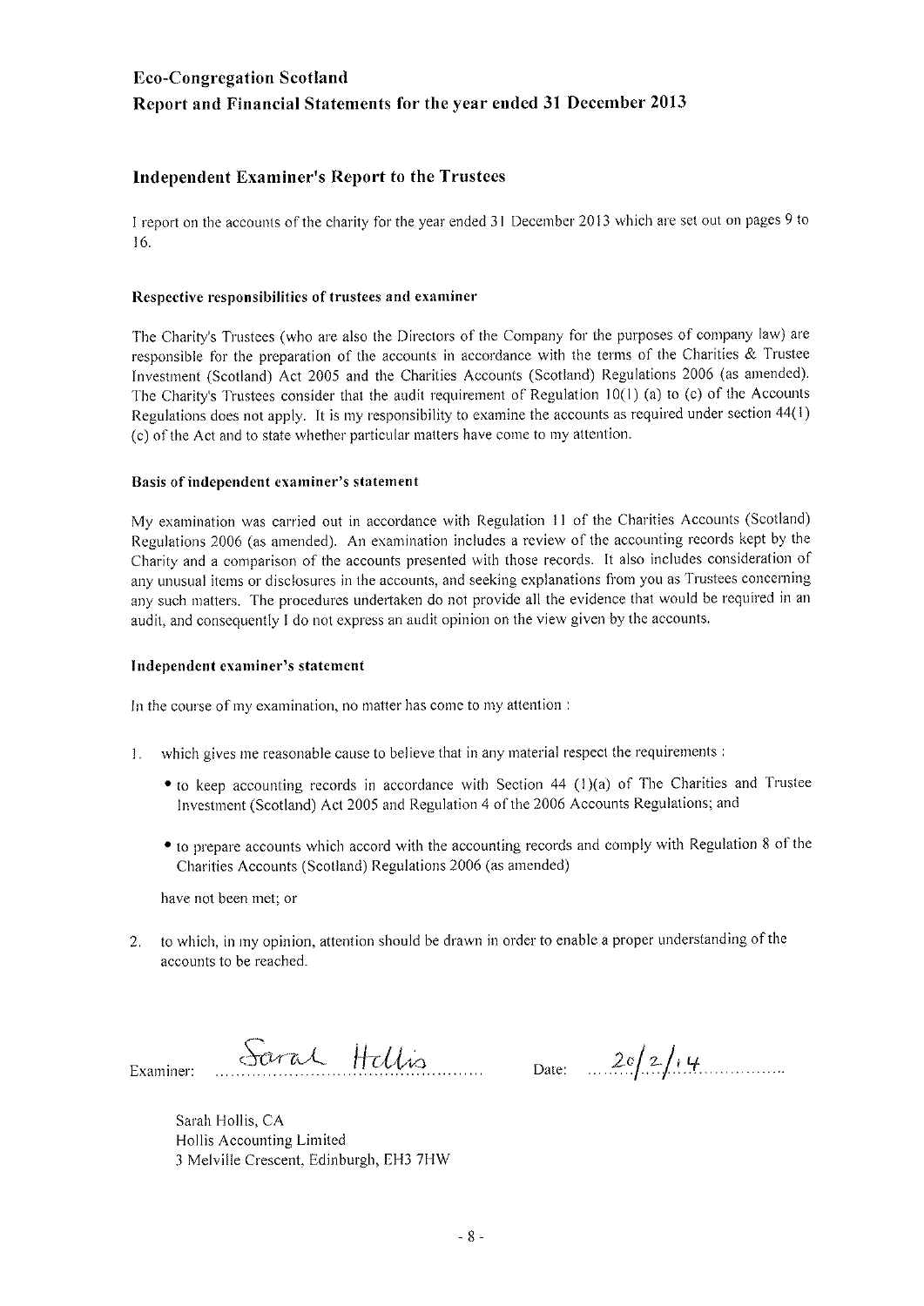# Eco-Congregation Scotland

## Report and Financial Statements for the year ended 31 December 2013

### Independent Examiner's Report to the Trustees

I report on the accounts of the charity for the year ended 31 December 2013 which are set out on pages 9 to 16.

#### Respective responsibilities of trustees and examiner

The Charity's Trustees (who are also the Directors of the Company for the purposes of company law) are responsible for the preparation of the accounts in accordance with the terms of the Charities & Trustee Investment (Scotland) Act 2005 and the Charities Accounts (Scotland) Regulations 2006 (as amended). The Charity's Trustees consider that the audit requirement of Regulation 10(1) (a) to (c) of the Accounts Regulations does not apply. It is my responsibility to examine the accounts as required under section 44(1) (c) of the Act and to state whether particular matters have come to my attention.

#### Basis of independent examiner's statement

My examination was carried out in accordance with Regulation 11 of the Charities Accounts (Scotland) Regulations 2006 (as amended). An examination includes a review of the accounting records kept by the Charity and a comparison of the accounts presented with those records. It also includes consideration of any unusual items or disclosures in the accounts, and seeking explanations from you as Trustees concerning any such matters. The procedures undertaken do not provide all the evidence that would be required in an audit, and consequently I do not express an audit opinion on the view given by the accounts.

#### Independent examiner's statement

In the course of my examination, no matter has come to my attention :

1. which gives me reasonable cause to believe that in any material respect the requirements :
   - to keep accounting records in accordance with Section 44 (1)(a) of The Charities and Trustee Investment (Scotland) Act 2005 and Regulation 4 of the 2006 Accounts Regulations; and
   - to prepare accounts which accord with the accounting records and comply with Regulation 8 of the Charities Accounts (Scotland) Regulations 2006 (as amended)

   have not been met; or

2. to which, in my opinion, attention should be drawn in order to enable a proper understanding of the accounts to be reached.

Examiner: Sarah Hollis                Date: 20/2/14

Sarah Hollis, CA
Hollis Accounting Limited
3 Melville Crescent, Edinburgh, EH3 7HW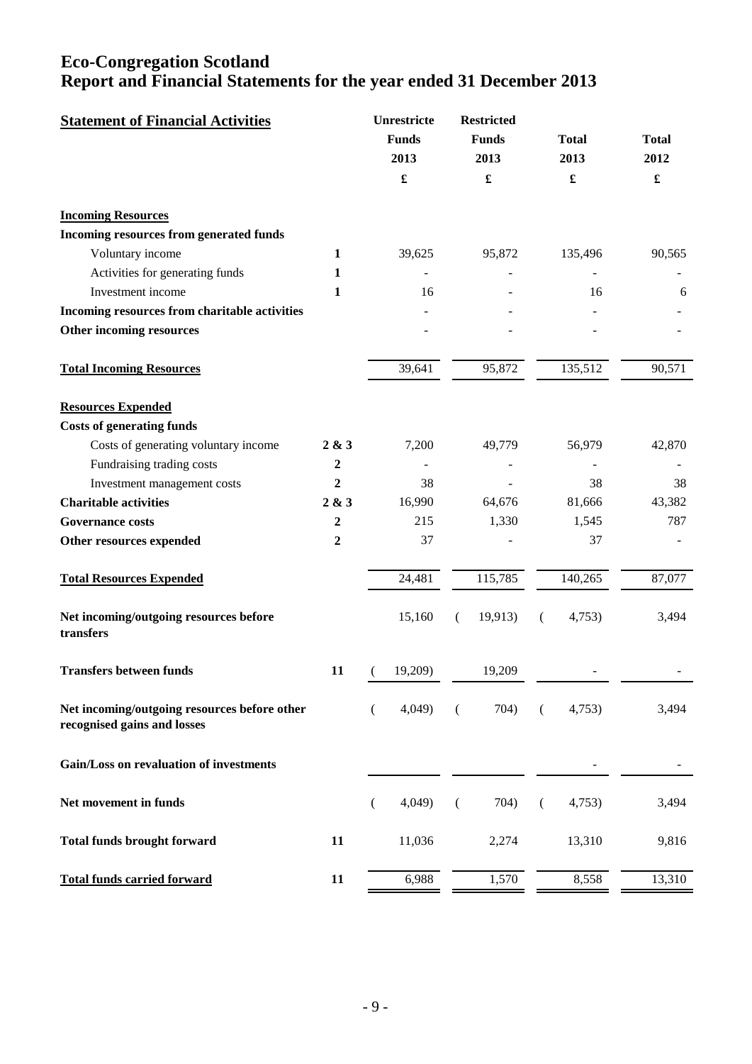# Eco-Congregation Scotland
# Report and Financial Statements for the year ended 31 December 2013

| **Statement of Financial Activities** | | **Unrestricte Funds 2013** | **Restricted Funds 2013** | **Total 2013** | **Total 2012** |
|---|---|---|---|---|---|
| | | **£** | **£** | **£** | **£** |
| **Incoming Resources** | | | | | |
| **Incoming resources from generated funds** | | | | | |
| Voluntary income | **1** | 39,625 | 95,872 | 135,496 | 90,565 |
| Activities for generating funds | **1** | - | - | - | - |
| Investment income | **1** | 16 | - | 16 | 6 |
| **Incoming resources from charitable activities** | | - | - | - | - |
| **Other incoming resources** | | - | - | - | - |
| **Total Incoming Resources** | | 39,641 | 95,872 | 135,512 | 90,571 |
| **Resources Expended** | | | | | |
| **Costs of generating funds** | | | | | |
| Costs of generating voluntary income | **2 & 3** | 7,200 | 49,779 | 56,979 | 42,870 |
| Fundraising trading costs | **2** | - | - | - | - |
| Investment management costs | **2** | 38 | - | 38 | 38 |
| **Charitable activities** | **2 & 3** | 16,990 | 64,676 | 81,666 | 43,382 |
| **Governance costs** | **2** | 215 | 1,330 | 1,545 | 787 |
| **Other resources expended** | **2** | 37 | - | 37 | - |
| **Total Resources Expended** | | 24,481 | 115,785 | 140,265 | 87,077 |
| **Net incoming/outgoing resources before transfers** | | 15,160 | (19,913) | (4,753) | 3,494 |
| **Transfers between funds** | **11** | (19,209) | 19,209 | - | - |
| **Net incoming/outgoing resources before other recognised gains and losses** | | (4,049) | (704) | (4,753) | 3,494 |
| **Gain/Loss on revaluation of investments** | | | | - | - |
| **Net movement in funds** | | (4,049) | (704) | (4,753) | 3,494 |
| **Total funds brought forward** | **11** | 11,036 | 2,274 | 13,310 | 9,816 |
| **Total funds carried forward** | **11** | 6,988 | 1,570 | 8,558 | 13,310 |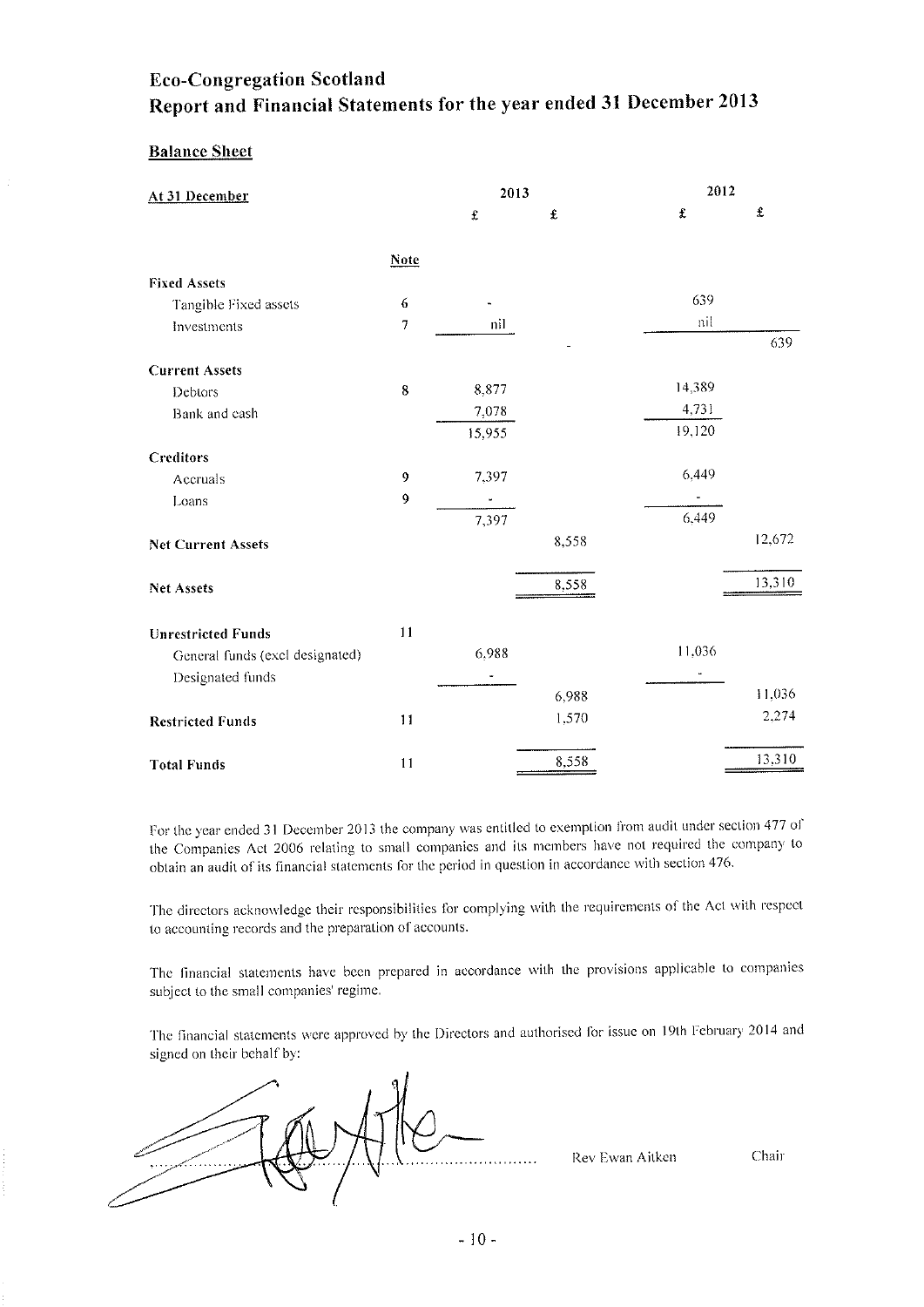# Eco-Congregation Scotland

## Report and Financial Statements for the year ended 31 December 2013

### Balance Sheet

| At 31 December | Note | 2013 £ | 2013 £ | 2012 £ | 2012 £ |
|---|---|---|---|---|---|
| **Fixed Assets** | | | | | |
| Tangible Fixed assets | 6 | - | | 639 | |
| Investments | 7 | nil | | nil | |
| | | | - | | 639 |
| **Current Assets** | | | | | |
| Debtors | 8 | 8,877 | | 14,389 | |
| Bank and cash | | 7,078 | | 4,731 | |
| | | 15,955 | | 19,120 | |
| **Creditors** | | | | | |
| Accruals | 9 | 7,397 | | 6,449 | |
| Loans | 9 | - | | - | |
| | | 7,397 | | 6,449 | |
| **Net Current Assets** | | | 8,558 | | 12,672 |
| **Net Assets** | | | 8,558 | | 13,310 |
| **Unrestricted Funds** | 11 | | | | |
| General funds (excl designated) | | 6,988 | | 11,036 | |
| Designated funds | | - | | - | |
| | | | 6,988 | | 11,036 |
| **Restricted Funds** | 11 | | 1,570 | | 2,274 |
| **Total Funds** | 11 | | 8,558 | | 13,310 |

For the year ended 31 December 2013 the company was entitled to exemption from audit under section 477 of the Companies Act 2006 relating to small companies and its members have not required the company to obtain an audit of its financial statements for the period in question in accordance with section 476.

The directors acknowledge their responsibilities for complying with the requirements of the Act with respect to accounting records and the preparation of accounts.

The financial statements have been prepared in accordance with the provisions applicable to companies subject to the small companies' regime.

The financial statements were approved by the Directors and authorised for issue on 19th February 2014 and signed on their behalf by:

.............................................. Rev Ewan Aitken Chair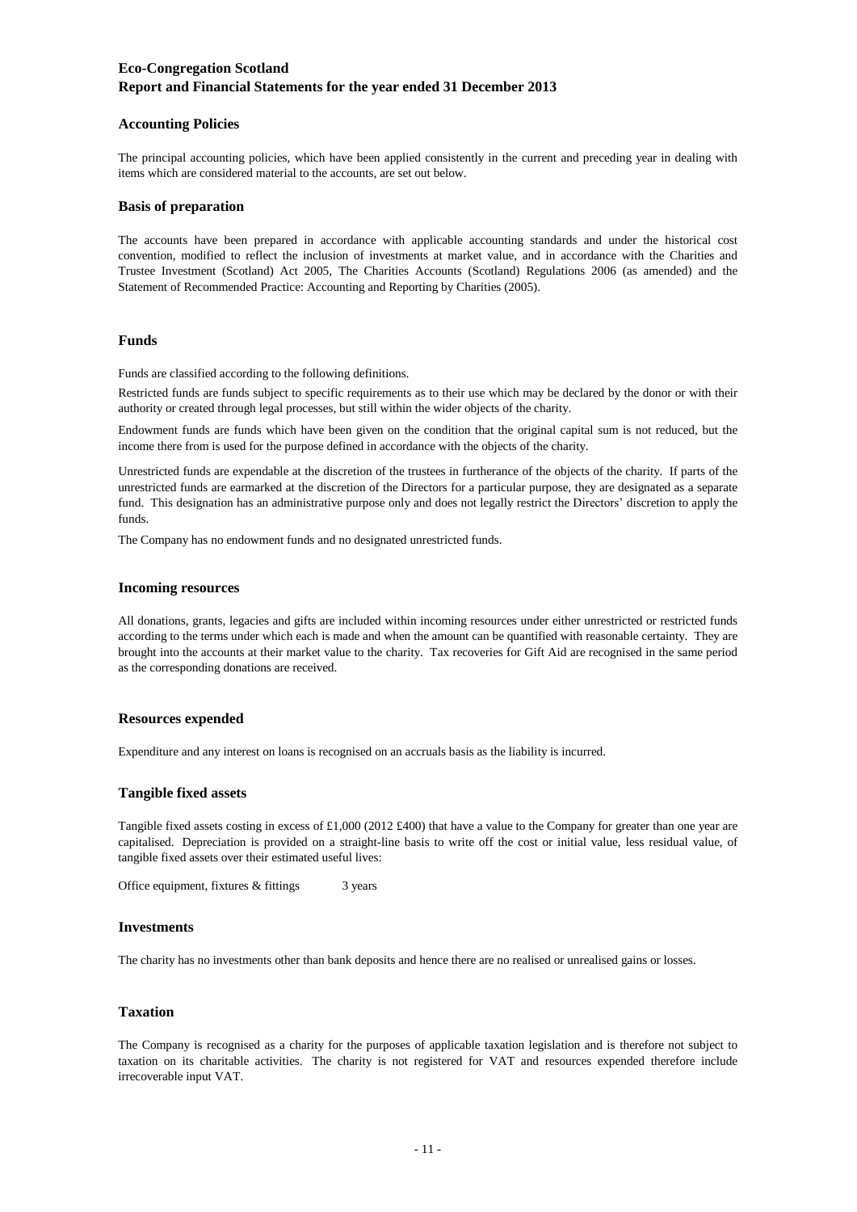## Accounting Policies

The principal accounting policies, which have been applied consistently in the current and preceding year in dealing with items which are considered material to the accounts, are set out below.

### Basis of preparation

The accounts have been prepared in accordance with applicable accounting standards and under the historical cost convention, modified to reflect the inclusion of investments at market value, and in accordance with the Charities and Trustee Investment (Scotland) Act 2005, The Charities Accounts (Scotland) Regulations 2006 (as amended) and the Statement of Recommended Practice: Accounting and Reporting by Charities (2005).

### Funds

Funds are classified according to the following definitions.

Restricted funds are funds subject to specific requirements as to their use which may be declared by the donor or with their authority or created through legal processes, but still within the wider objects of the charity.

Endowment funds are funds which have been given on the condition that the original capital sum is not reduced, but the income there from is used for the purpose defined in accordance with the objects of the charity.

Unrestricted funds are expendable at the discretion of the trustees in furtherance of the objects of the charity. If parts of the unrestricted funds are earmarked at the discretion of the Directors for a particular purpose, they are designated as a separate fund. This designation has an administrative purpose only and does not legally restrict the Directors' discretion to apply the funds.

The Company has no endowment funds and no designated unrestricted funds.

### Incoming resources

All donations, grants, legacies and gifts are included within incoming resources under either unrestricted or restricted funds according to the terms under which each is made and when the amount can be quantified with reasonable certainty. They are brought into the accounts at their market value to the charity. Tax recoveries for Gift Aid are recognised in the same period as the corresponding donations are received.

### Resources expended

Expenditure and any interest on loans is recognised on an accruals basis as the liability is incurred.

### Tangible fixed assets

Tangible fixed assets costing in excess of £1,000 (2012 £400) that have a value to the Company for greater than one year are capitalised. Depreciation is provided on a straight-line basis to write off the cost or initial value, less residual value, of tangible fixed assets over their estimated useful lives:

Office equipment, fixtures & fittings 3 years

### Investments

The charity has no investments other than bank deposits and hence there are no realised or unrealised gains or losses.

### Taxation

The Company is recognised as a charity for the purposes of applicable taxation legislation and is therefore not subject to taxation on its charitable activities. The charity is not registered for VAT and resources expended therefore include irrecoverable input VAT.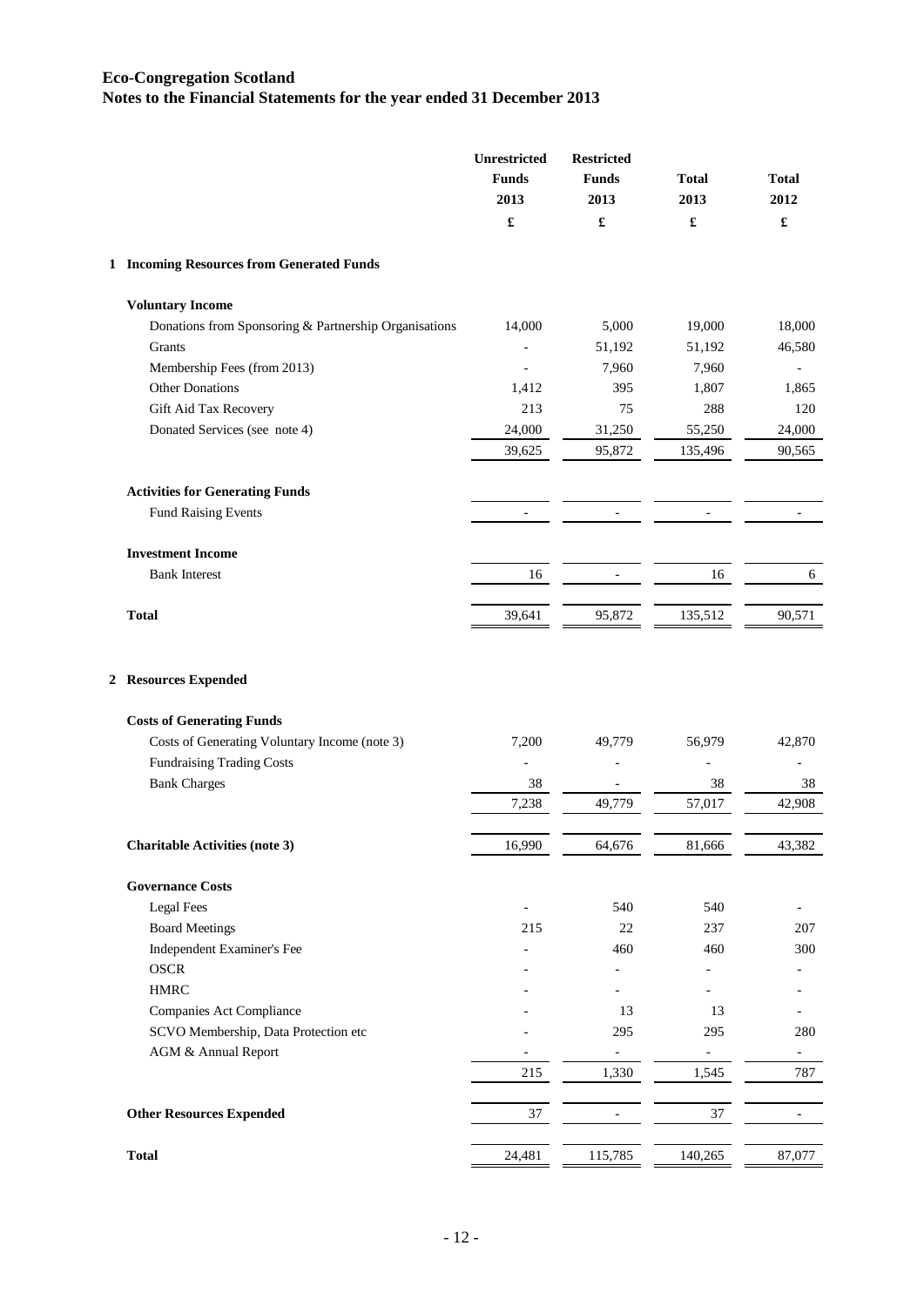# Eco-Congregation Scotland
## Notes to the Financial Statements for the year ended 31 December 2013

| | Unrestricted Funds 2013 £ | Restricted Funds 2013 £ | Total 2013 £ | Total 2012 £ |
|---|---|---|---|---|
| **1 Incoming Resources from Generated Funds** | | | | |
| **Voluntary Income** | | | | |
| Donations from Sponsoring & Partnership Organisations | 14,000 | 5,000 | 19,000 | 18,000 |
| Grants | - | 51,192 | 51,192 | 46,580 |
| Membership Fees (from 2013) | - | 7,960 | 7,960 | - |
| Other Donations | 1,412 | 395 | 1,807 | 1,865 |
| Gift Aid Tax Recovery | 213 | 75 | 288 | 120 |
| Donated Services (see note 4) | 24,000 | 31,250 | 55,250 | 24,000 |
| | 39,625 | 95,872 | 135,496 | 90,565 |
| **Activities for Generating Funds** | | | | |
| Fund Raising Events | - | - | - | - |
| **Investment Income** | | | | |
| Bank Interest | 16 | - | 16 | 6 |
| **Total** | 39,641 | 95,872 | 135,512 | 90,571 |
| **2 Resources Expended** | | | | |
| **Costs of Generating Funds** | | | | |
| Costs of Generating Voluntary Income (note 3) | 7,200 | 49,779 | 56,979 | 42,870 |
| Fundraising Trading Costs | - | - | - | - |
| Bank Charges | 38 | - | 38 | 38 |
| | 7,238 | 49,779 | 57,017 | 42,908 |
| **Charitable Activities (note 3)** | 16,990 | 64,676 | 81,666 | 43,382 |
| **Governance Costs** | | | | |
| Legal Fees | - | 540 | 540 | - |
| Board Meetings | 215 | 22 | 237 | 207 |
| Independent Examiner's Fee | - | 460 | 460 | 300 |
| OSCR | - | - | - | - |
| HMRC | - | - | - | - |
| Companies Act Compliance | - | 13 | 13 | - |
| SCVO Membership, Data Protection etc | - | 295 | 295 | 280 |
| AGM & Annual Report | - | - | - | - |
| | 215 | 1,330 | 1,545 | 787 |
| **Other Resources Expended** | 37 | - | 37 | - |
| **Total** | 24,481 | 115,785 | 140,265 | 87,077 |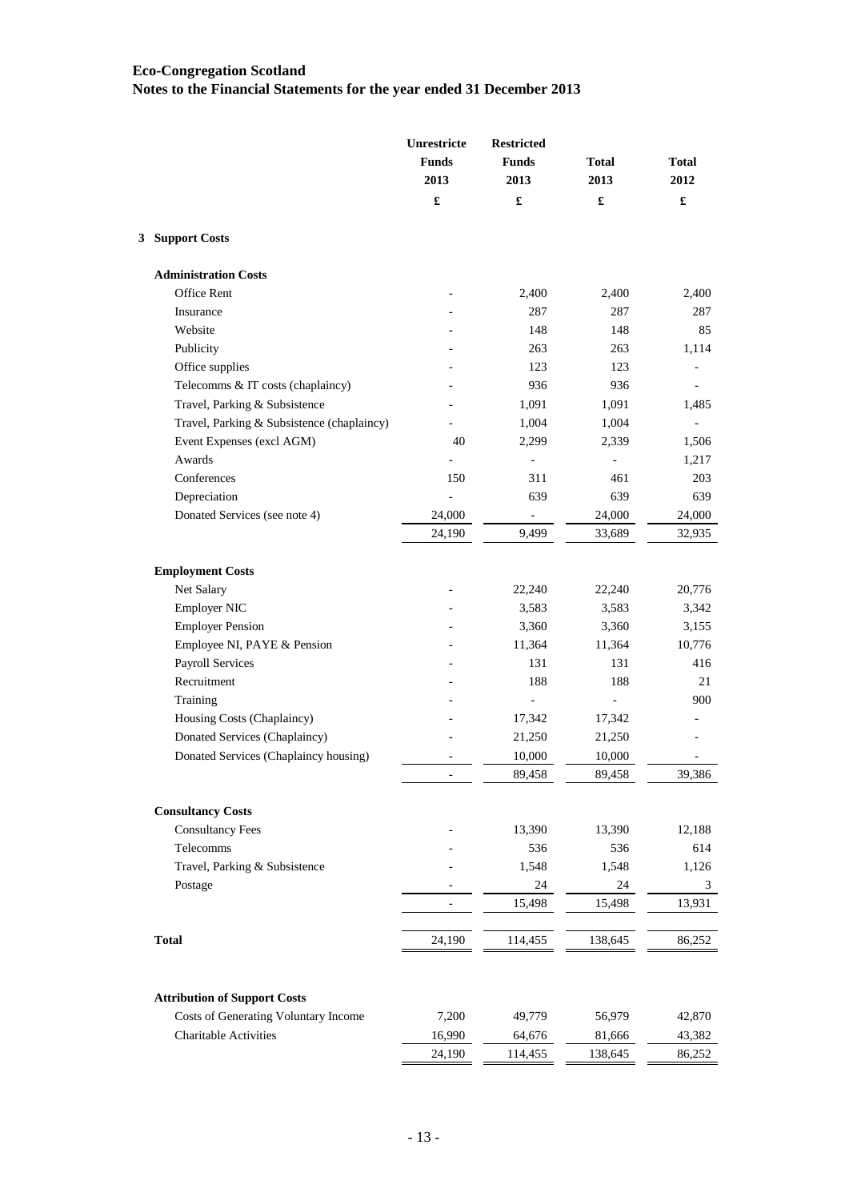# Eco-Congregation Scotland
## Notes to the Financial Statements for the year ended 31 December 2013

| | Unrestricte Funds 2013 | Restricted Funds 2013 | Total 2013 | Total 2012 |
|---|---|---|---|---|
| | £ | £ | £ | £ |
| **3 Support Costs** | | | | |
| **Administration Costs** | | | | |
| Office Rent | - | 2,400 | 2,400 | 2,400 |
| Insurance | - | 287 | 287 | 287 |
| Website | - | 148 | 148 | 85 |
| Publicity | - | 263 | 263 | 1,114 |
| Office supplies | - | 123 | 123 | - |
| Telecomms & IT costs (chaplaincy) | - | 936 | 936 | - |
| Travel, Parking & Subsistence | - | 1,091 | 1,091 | 1,485 |
| Travel, Parking & Subsistence (chaplaincy) | - | 1,004 | 1,004 | - |
| Event Expenses (excl AGM) | 40 | 2,299 | 2,339 | 1,506 |
| Awards | - | - | - | 1,217 |
| Conferences | 150 | 311 | 461 | 203 |
| Depreciation | - | 639 | 639 | 639 |
| Donated Services (see note 4) | 24,000 | - | 24,000 | 24,000 |
| | 24,190 | 9,499 | 33,689 | 32,935 |
| **Employment Costs** | | | | |
| Net Salary | - | 22,240 | 22,240 | 20,776 |
| Employer NIC | - | 3,583 | 3,583 | 3,342 |
| Employer Pension | - | 3,360 | 3,360 | 3,155 |
| Employee NI, PAYE & Pension | - | 11,364 | 11,364 | 10,776 |
| Payroll Services | - | 131 | 131 | 416 |
| Recruitment | - | 188 | 188 | 21 |
| Training | - | - | - | 900 |
| Housing Costs (Chaplaincy) | - | 17,342 | 17,342 | - |
| Donated Services (Chaplaincy) | - | 21,250 | 21,250 | - |
| Donated Services (Chaplaincy housing) | - | 10,000 | 10,000 | - |
| | - | 89,458 | 89,458 | 39,386 |
| **Consultancy Costs** | | | | |
| Consultancy Fees | - | 13,390 | 13,390 | 12,188 |
| Telecomms | - | 536 | 536 | 614 |
| Travel, Parking & Subsistence | - | 1,548 | 1,548 | 1,126 |
| Postage | - | 24 | 24 | 3 |
| | - | 15,498 | 15,498 | 13,931 |
| **Total** | 24,190 | 114,455 | 138,645 | 86,252 |
| **Attribution of Support Costs** | | | | |
| Costs of Generating Voluntary Income | 7,200 | 49,779 | 56,979 | 42,870 |
| Charitable Activities | 16,990 | 64,676 | 81,666 | 43,382 |
| | 24,190 | 114,455 | 138,645 | 86,252 |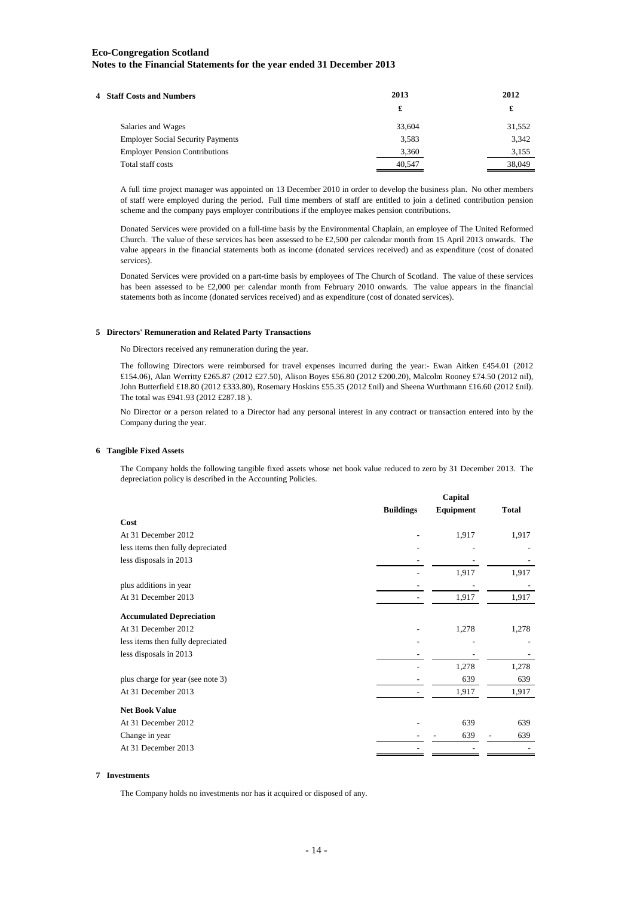**Eco-Congregation Scotland**
**Notes to the Financial Statements for the year ended 31 December 2013**

## 4 Staff Costs and Numbers

| | 2013 | 2012 |
|---|---|---|
| | £ | £ |
| Salaries and Wages | 33,604 | 31,552 |
| Employer Social Security Payments | 3,583 | 3,342 |
| Employer Pension Contributions | 3,360 | 3,155 |
| Total staff costs | 40,547 | 38,049 |

A full time project manager was appointed on 13 December 2010 in order to develop the business plan. No other members of staff were employed during the period. Full time members of staff are entitled to join a defined contribution pension scheme and the company pays employer contributions if the employee makes pension contributions.

Donated Services were provided on a full-time basis by the Environmental Chaplain, an employee of The United Reformed Church. The value of these services has been assessed to be £2,500 per calendar month from 15 April 2013 onwards. The value appears in the financial statements both as income (donated services received) and as expenditure (cost of donated services).

Donated Services were provided on a part-time basis by employees of The Church of Scotland. The value of these services has been assessed to be £2,000 per calendar month from February 2010 onwards. The value appears in the financial statements both as income (donated services received) and as expenditure (cost of donated services).

## 5 Directors' Remuneration and Related Party Transactions

No Directors received any remuneration during the year.

The following Directors were reimbursed for travel expenses incurred during the year:- Ewan Aitken £454.01 (2012 £154.06), Alan Werritty £265.87 (2012 £27.50), Alison Boyes £56.80 (2012 £200.20), Malcolm Rooney £74.50 (2012 nil), John Butterfield £18.80 (2012 £333.80), Rosemary Hoskins £55.35 (2012 £nil) and Sheena Wurthmann £16.60 (2012 £nil). The total was £941.93 (2012 £287.18 ).

No Director or a person related to a Director had any personal interest in any contract or transaction entered into by the Company during the year.

## 6 Tangible Fixed Assets

The Company holds the following tangible fixed assets whose net book value reduced to zero by 31 December 2013. The depreciation policy is described in the Accounting Policies.

| | Buildings | Capital Equipment | Total |
|---|---|---|---|
| **Cost** | | | |
| At 31 December 2012 | - | 1,917 | 1,917 |
| less items then fully depreciated | - | - | - |
| less disposals in 2013 | - | - | - |
| | - | 1,917 | 1,917 |
| plus additions in year | - | - | - |
| At 31 December 2013 | - | 1,917 | 1,917 |
| **Accumulated Depreciation** | | | |
| At 31 December 2012 | - | 1,278 | 1,278 |
| less items then fully depreciated | - | - | - |
| less disposals in 2013 | - | - | - |
| | - | 1,278 | 1,278 |
| plus charge for year (see note 3) | - | 639 | 639 |
| At 31 December 2013 | - | 1,917 | 1,917 |
| **Net Book Value** | | | |
| At 31 December 2012 | - | 639 | 639 |
| Change in year | - | - 639 | - 639 |
| At 31 December 2013 | - | - | - |

## 7 Investments

The Company holds no investments nor has it acquired or disposed of any.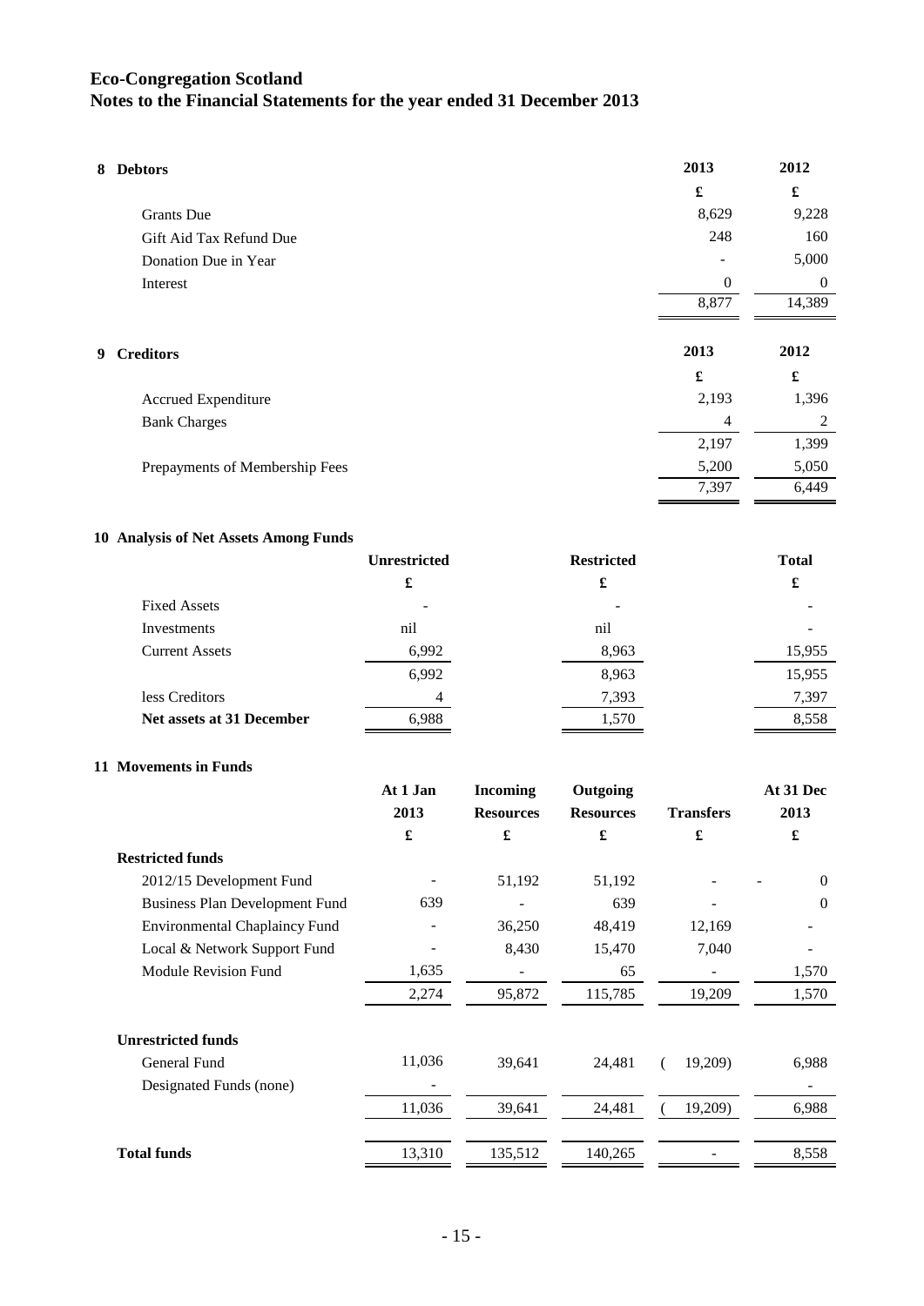# Eco-Congregation Scotland
## Notes to the Financial Statements for the year ended 31 December 2013

### 8 Debtors

| | 2013 | 2012 |
|---|---|---|
| | £ | £ |
| Grants Due | 8,629 | 9,228 |
| Gift Aid Tax Refund Due | 248 | 160 |
| Donation Due in Year | - | 5,000 |
| Interest | 0 | 0 |
| | 8,877 | 14,389 |

### 9 Creditors

| | 2013 | 2012 |
|---|---|---|
| | £ | £ |
| Accrued Expenditure | 2,193 | 1,396 |
| Bank Charges | 4 | 2 |
| | 2,197 | 1,399 |
| Prepayments of Membership Fees | 5,200 | 5,050 |
| | 7,397 | 6,449 |

### 10 Analysis of Net Assets Among Funds

| | Unrestricted | Restricted | Total |
|---|---|---|---|
| | £ | £ | £ |
| Fixed Assets | - | - | - |
| Investments | nil | nil | - |
| Current Assets | 6,992 | 8,963 | 15,955 |
| | 6,992 | 8,963 | 15,955 |
| less Creditors | 4 | 7,393 | 7,397 |
| **Net assets at 31 December** | 6,988 | 1,570 | 8,558 |

### 11 Movements in Funds

| | At 1 Jan 2013 | Incoming Resources | Outgoing Resources | Transfers | At 31 Dec 2013 |
|---|---|---|---|---|---|
| | £ | £ | £ | £ | £ |
| **Restricted funds** | | | | | |
| 2012/15 Development Fund | - | 51,192 | 51,192 | - | - 0 |
| Business Plan Development Fund | 639 | - | 639 | - | 0 |
| Environmental Chaplaincy Fund | - | 36,250 | 48,419 | 12,169 | - |
| Local & Network Support Fund | - | 8,430 | 15,470 | 7,040 | - |
| Module Revision Fund | 1,635 | - | 65 | - | 1,570 |
| | 2,274 | 95,872 | 115,785 | 19,209 | 1,570 |
| **Unrestricted funds** | | | | | |
| General Fund | 11,036 | 39,641 | 24,481 | ( 19,209) | 6,988 |
| Designated Funds (none) | - | | | | - |
| | 11,036 | 39,641 | 24,481 | ( 19,209) | 6,988 |
| **Total funds** | 13,310 | 135,512 | 140,265 | - | 8,558 |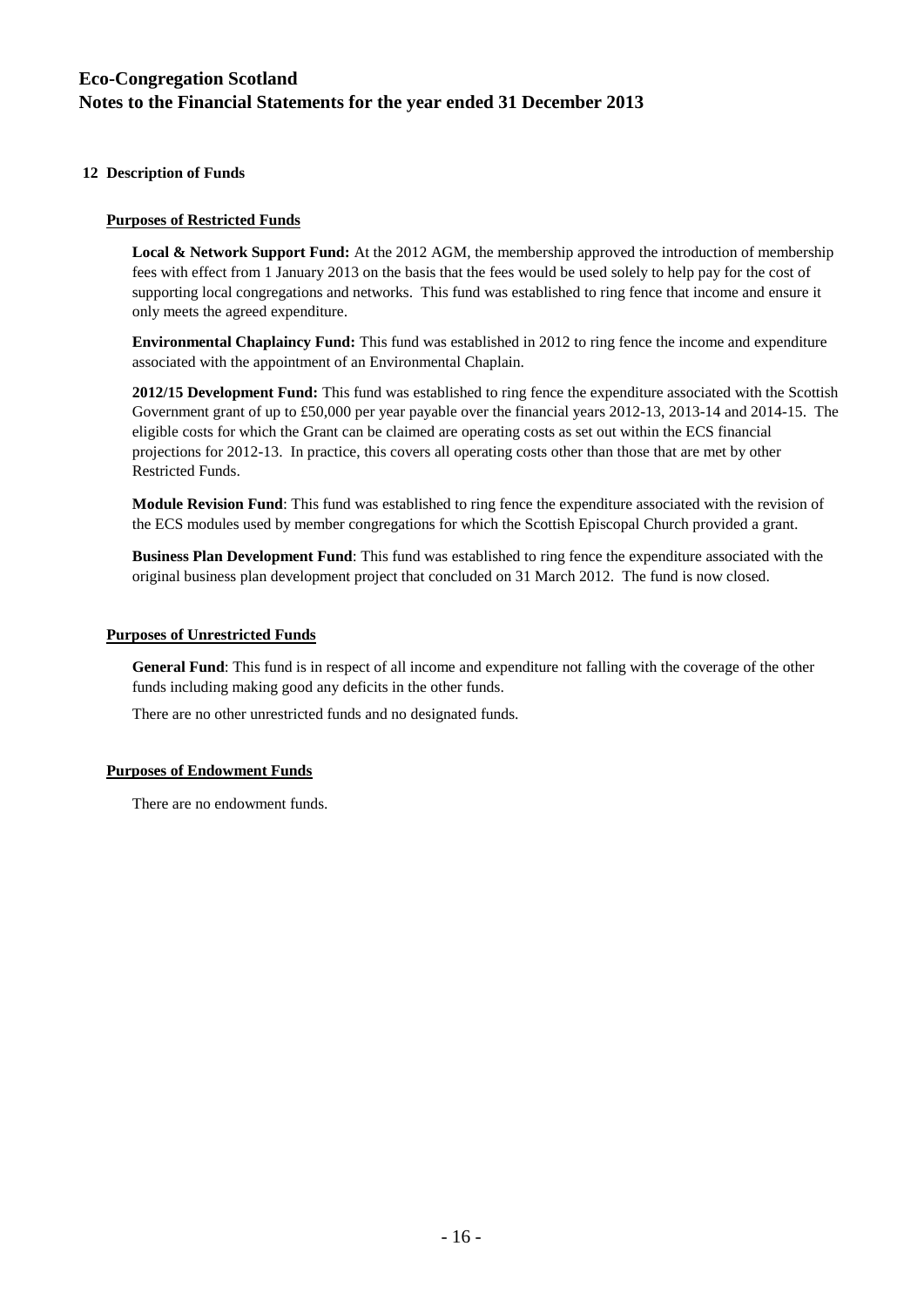# Eco-Congregation Scotland
# Notes to the Financial Statements for the year ended 31 December 2013

## 12 Description of Funds

### Purposes of Restricted Funds

**Local & Network Support Fund:** At the 2012 AGM, the membership approved the introduction of membership fees with effect from 1 January 2013 on the basis that the fees would be used solely to help pay for the cost of supporting local congregations and networks. This fund was established to ring fence that income and ensure it only meets the agreed expenditure.

**Environmental Chaplaincy Fund:** This fund was established in 2012 to ring fence the income and expenditure associated with the appointment of an Environmental Chaplain.

**2012/15 Development Fund:** This fund was established to ring fence the expenditure associated with the Scottish Government grant of up to £50,000 per year payable over the financial years 2012-13, 2013-14 and 2014-15. The eligible costs for which the Grant can be claimed are operating costs as set out within the ECS financial projections for 2012-13. In practice, this covers all operating costs other than those that are met by other Restricted Funds.

**Module Revision Fund**: This fund was established to ring fence the expenditure associated with the revision of the ECS modules used by member congregations for which the Scottish Episcopal Church provided a grant.

**Business Plan Development Fund**: This fund was established to ring fence the expenditure associated with the original business plan development project that concluded on 31 March 2012. The fund is now closed.

### Purposes of Unrestricted Funds

**General Fund**: This fund is in respect of all income and expenditure not falling with the coverage of the other funds including making good any deficits in the other funds.

There are no other unrestricted funds and no designated funds.

### Purposes of Endowment Funds

There are no endowment funds.